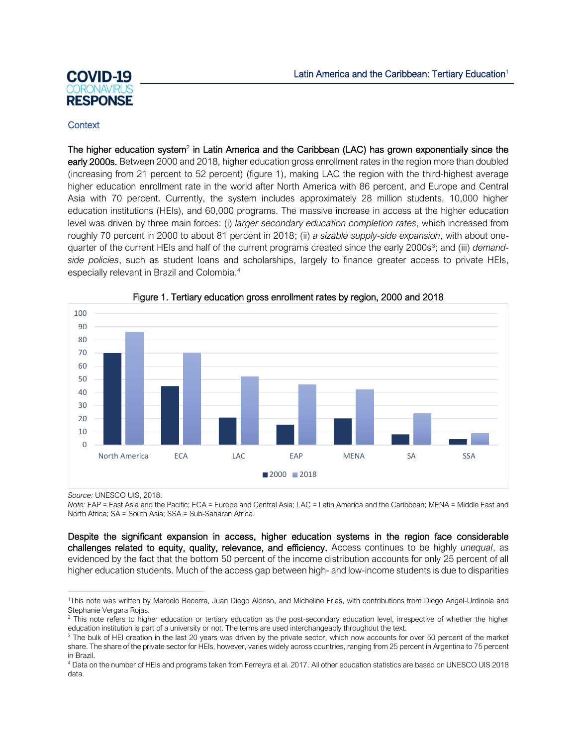# Latin America and the Caribbean: Tertiary Education[1]

## Context

**The higher education system[2] in Latin America and the Caribbean (LAC) has grown exponentially since the early 2000s.** Between 2000 and 2018, higher education gross enrollment rates in the region more than doubled (increasing from 21 percent to 52 percent) (figure 1), making LAC the region with the third-highest average higher education enrollment rate in the world after North America with 86 percent, and Europe and Central Asia with 70 percent. Currently, the system includes approximately 28 million students, 10,000 higher education institutions (HEIs), and 60,000 programs. The massive increase in access at the higher education level was driven by three main forces: (i) *larger secondary education completion rates*, which increased from roughly 70 percent in 2000 to about 81 percent in 2018; (ii) *a sizable supply-side expansion*, with about one-quarter of the current HEIs and half of the current programs created since the early 2000s[3]; and (iii) *demand-side policies*, such as student loans and scholarships, largely to finance greater access to private HEIs, especially relevant in Brazil and Colombia.[4]

Figure 1. Tertiary education gross enrollment rates by region, 2000 and 2018

| Region | 2000 | 2018 |
|---|---|---|
| North America | 70 | 86 |
| ECA | 45 | 70 |
| LAC | 21 | 52 |
| EAP | 15 | 46 |
| MENA | 20 | 42 |
| SA | 8 | 24 |
| SSA | 4 | 9 |

*Source:* UNESCO UIS, 2018.

*Note:* EAP = East Asia and the Pacific; ECA = Europe and Central Asia; LAC = Latin America and the Caribbean; MENA = Middle East and North Africa; SA = South Asia; SSA = Sub-Saharan Africa.

**Despite the significant expansion in access, higher education systems in the region face considerable challenges related to equity, quality, relevance, and efficiency.** Access continues to be highly *unequal*, as evidenced by the fact that the bottom 50 percent of the income distribution accounts for only 25 percent of all higher education students. Much of the access gap between high- and low-income students is due to disparities

---

[1] This note was written by Marcelo Becerra, Juan Diego Alonso, and Micheline Frias, with contributions from Diego Angel-Urdinola and Stephanie Vergara Rojas.

[2] This note refers to higher education or tertiary education as the post-secondary education level, irrespective of whether the higher education institution is part of a university or not. The terms are used interchangeably throughout the text.

[3] The bulk of HEI creation in the last 20 years was driven by the private sector, which now accounts for over 50 percent of the market share. The share of the private sector for HEIs, however, varies widely across countries, ranging from 25 percent in Argentina to 75 percent in Brazil.

[4] Data on the number of HEIs and programs taken from Ferreyra et al. 2017. All other education statistics are based on UNESCO UIS 2018 data.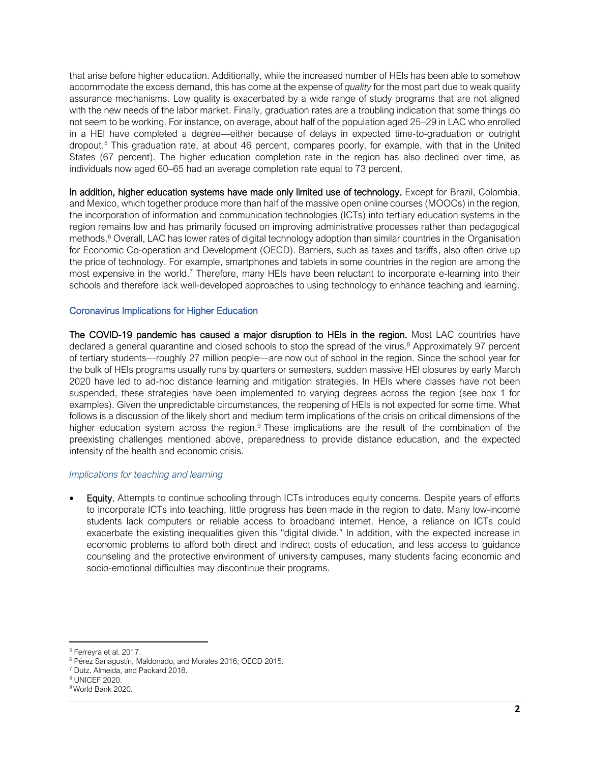that arise before higher education. Additionally, while the increased number of HEIs has been able to somehow accommodate the excess demand, this has come at the expense of *quality* for the most part due to weak quality assurance mechanisms. Low quality is exacerbated by a wide range of study programs that are not aligned with the new needs of the labor market. Finally, graduation rates are a troubling indication that some things do not seem to be working. For instance, on average, about half of the population aged 25–29 in LAC who enrolled in a HEI have completed a degree—either because of delays in expected time-to-graduation or outright dropout.[5] This graduation rate, at about 46 percent, compares poorly, for example, with that in the United States (67 percent). The higher education completion rate in the region has also declined over time, as individuals now aged 60–65 had an average completion rate equal to 73 percent.

**In addition, higher education systems have made only limited use of technology.** Except for Brazil, Colombia, and Mexico, which together produce more than half of the massive open online courses (MOOCs) in the region, the incorporation of information and communication technologies (ICTs) into tertiary education systems in the region remains low and has primarily focused on improving administrative processes rather than pedagogical methods.[6] Overall, LAC has lower rates of digital technology adoption than similar countries in the Organisation for Economic Co-operation and Development (OECD). Barriers, such as taxes and tariffs, also often drive up the price of technology. For example, smartphones and tablets in some countries in the region are among the most expensive in the world.[7] Therefore, many HEIs have been reluctant to incorporate e-learning into their schools and therefore lack well-developed approaches to using technology to enhance teaching and learning.

## Coronavirus Implications for Higher Education

**The COVID-19 pandemic has caused a major disruption to HEIs in the region.** Most LAC countries have declared a general quarantine and closed schools to stop the spread of the virus.[8] Approximately 97 percent of tertiary students—roughly 27 million people—are now out of school in the region. Since the school year for the bulk of HEIs programs usually runs by quarters or semesters, sudden massive HEI closures by early March 2020 have led to ad-hoc distance learning and mitigation strategies. In HEIs where classes have not been suspended, these strategies have been implemented to varying degrees across the region (see box 1 for examples). Given the unpredictable circumstances, the reopening of HEIs is not expected for some time. What follows is a discussion of the likely short and medium term implications of the crisis on critical dimensions of the higher education system across the region.[9] These implications are the result of the combination of the preexisting challenges mentioned above, preparedness to provide distance education, and the expected intensity of the health and economic crisis.

### *Implications for teaching and learning*

- **Equity.** Attempts to continue schooling through ICTs introduces equity concerns. Despite years of efforts to incorporate ICTs into teaching, little progress has been made in the region to date. Many low-income students lack computers or reliable access to broadband internet. Hence, a reliance on ICTs could exacerbate the existing inequalities given this "digital divide." In addition, with the expected increase in economic problems to afford both direct and indirect costs of education, and less access to guidance counseling and the protective environment of university campuses, many students facing economic and socio-emotional difficulties may discontinue their programs.

---

[5] Ferreyra et al. 2017.
[6] Pérez Sanagustín, Maldonado, and Morales 2016; OECD 2015.
[7] Dutz, Almeida, and Packard 2018.
[8] UNICEF 2020.
[9] World Bank 2020.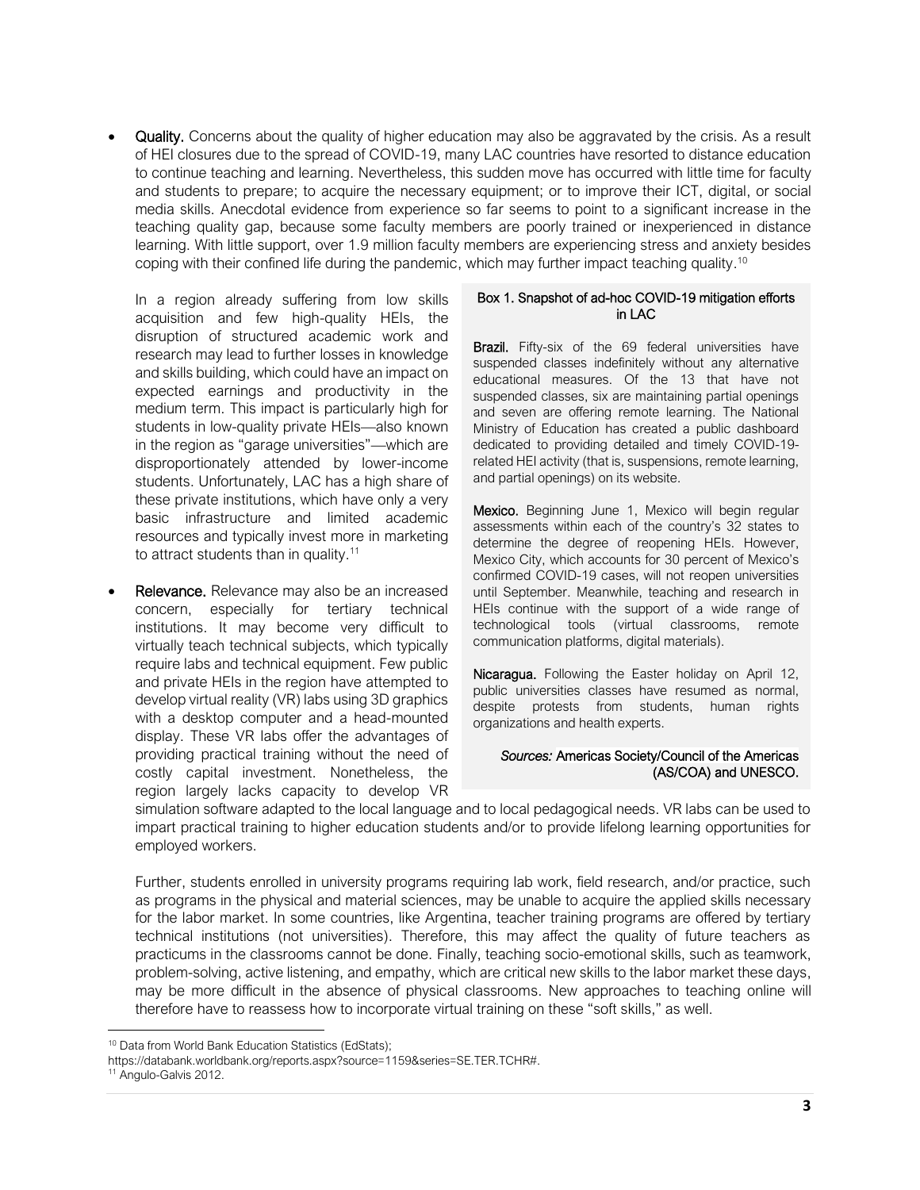- **Quality.** Concerns about the quality of higher education may also be aggravated by the crisis. As a result of HEI closures due to the spread of COVID-19, many LAC countries have resorted to distance education to continue teaching and learning. Nevertheless, this sudden move has occurred with little time for faculty and students to prepare; to acquire the necessary equipment; or to improve their ICT, digital, or social media skills. Anecdotal evidence from experience so far seems to point to a significant increase in the teaching quality gap, because some faculty members are poorly trained or inexperienced in distance learning. With little support, over 1.9 million faculty members are experiencing stress and anxiety besides coping with their confined life during the pandemic, which may further impact teaching quality.[10]

  In a region already suffering from low skills acquisition and few high-quality HEIs, the disruption of structured academic work and research may lead to further losses in knowledge and skills building, which could have an impact on expected earnings and productivity in the medium term. This impact is particularly high for students in low-quality private HEIs—also known in the region as "garage universities"—which are disproportionately attended by lower-income students. Unfortunately, LAC has a high share of these private institutions, which have only a very basic infrastructure and limited academic resources and typically invest more in marketing to attract students than in quality.[11]

- **Relevance.** Relevance may also be an increased concern, especially for tertiary technical institutions. It may become very difficult to virtually teach technical subjects, which typically require labs and technical equipment. Few public and private HEIs in the region have attempted to develop virtual reality (VR) labs using 3D graphics with a desktop computer and a head-mounted display. These VR labs offer the advantages of providing practical training without the need of costly capital investment. Nonetheless, the region largely lacks capacity to develop VR simulation software adapted to the local language and to local pedagogical needs. VR labs can be used to impart practical training to higher education students and/or to provide lifelong learning opportunities for employed workers.

  Further, students enrolled in university programs requiring lab work, field research, and/or practice, such as programs in the physical and material sciences, may be unable to acquire the applied skills necessary for the labor market. In some countries, like Argentina, teacher training programs are offered by tertiary technical institutions (not universities). Therefore, this may affect the quality of future teachers as practicums in the classrooms cannot be done. Finally, teaching socio-emotional skills, such as teamwork, problem-solving, active listening, and empathy, which are critical new skills to the labor market these days, may be more difficult in the absence of physical classrooms. New approaches to teaching online will therefore have to reassess how to incorporate virtual training on these "soft skills," as well.

> **Box 1. Snapshot of ad-hoc COVID-19 mitigation efforts in LAC**
>
> **Brazil.** Fifty-six of the 69 federal universities have suspended classes indefinitely without any alternative educational measures. Of the 13 that have not suspended classes, six are maintaining partial openings and seven are offering remote learning. The National Ministry of Education has created a public dashboard dedicated to providing detailed and timely COVID-19-related HEI activity (that is, suspensions, remote learning, and partial openings) on its website.
>
> **Mexico.** Beginning June 1, Mexico will begin regular assessments within each of the country's 32 states to determine the degree of reopening HEIs. However, Mexico City, which accounts for 30 percent of Mexico's confirmed COVID-19 cases, will not reopen universities until September. Meanwhile, teaching and research in HEIs continue with the support of a wide range of technological tools (virtual classrooms, remote communication platforms, digital materials).
>
> **Nicaragua.** Following the Easter holiday on April 12, public universities classes have resumed as normal, despite protests from students, human rights organizations and health experts.
>
> *Sources:* Americas Society/Council of the Americas (AS/COA) and UNESCO.

---

[10] Data from World Bank Education Statistics (EdStats); https://databank.worldbank.org/reports.aspx?source=1159&series=SE.TER.TCHR#.

[11] Angulo-Galvis 2012.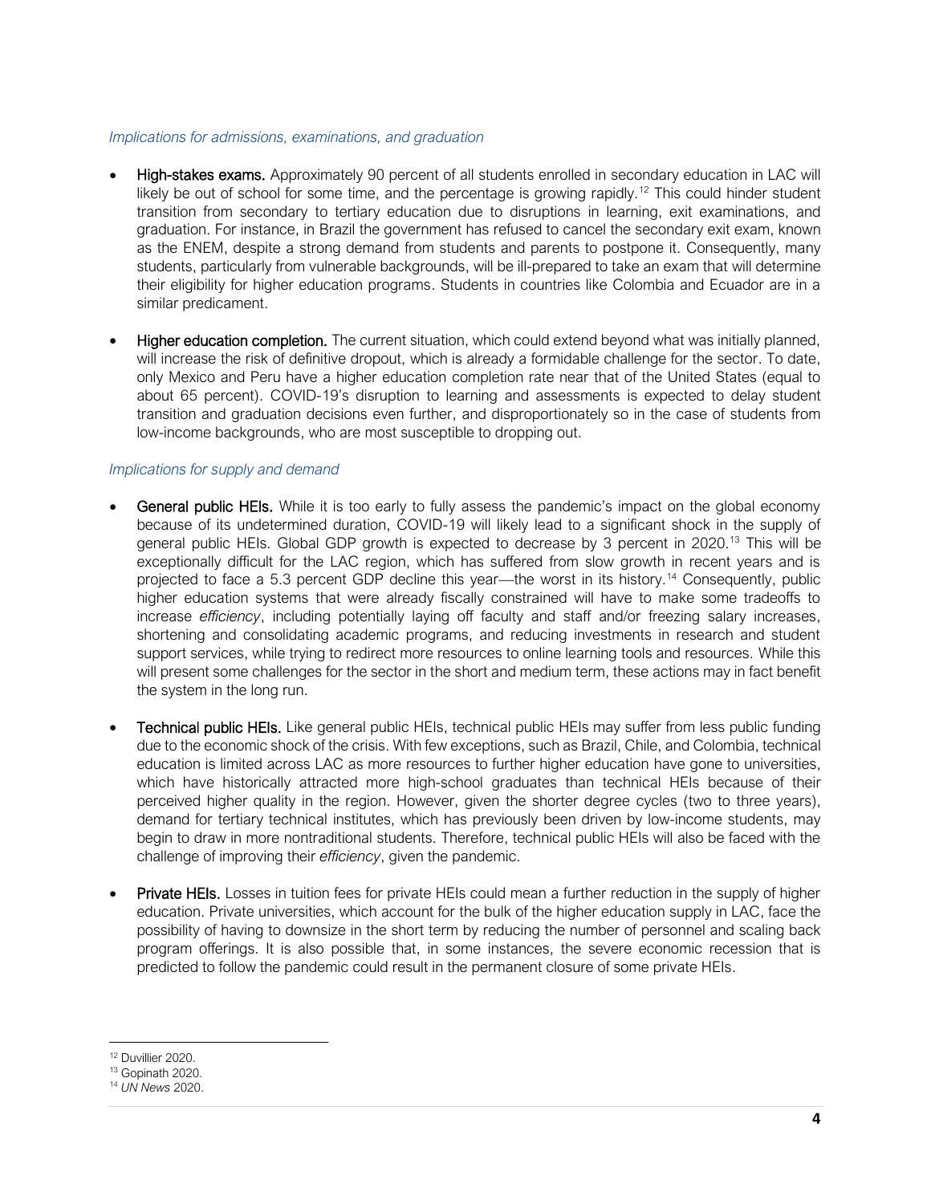*Implications for admissions, examinations, and graduation*

- **High-stakes exams.** Approximately 90 percent of all students enrolled in secondary education in LAC will likely be out of school for some time, and the percentage is growing rapidly.[12] This could hinder student transition from secondary to tertiary education due to disruptions in learning, exit examinations, and graduation. For instance, in Brazil the government has refused to cancel the secondary exit exam, known as the ENEM, despite a strong demand from students and parents to postpone it. Consequently, many students, particularly from vulnerable backgrounds, will be ill-prepared to take an exam that will determine their eligibility for higher education programs. Students in countries like Colombia and Ecuador are in a similar predicament.

- **Higher education completion.** The current situation, which could extend beyond what was initially planned, will increase the risk of definitive dropout, which is already a formidable challenge for the sector. To date, only Mexico and Peru have a higher education completion rate near that of the United States (equal to about 65 percent). COVID-19's disruption to learning and assessments is expected to delay student transition and graduation decisions even further, and disproportionately so in the case of students from low-income backgrounds, who are most susceptible to dropping out.

*Implications for supply and demand*

- **General public HEIs.** While it is too early to fully assess the pandemic's impact on the global economy because of its undetermined duration, COVID-19 will likely lead to a significant shock in the supply of general public HEIs. Global GDP growth is expected to decrease by 3 percent in 2020.[13] This will be exceptionally difficult for the LAC region, which has suffered from slow growth in recent years and is projected to face a 5.3 percent GDP decline this year—the worst in its history.[14] Consequently, public higher education systems that were already fiscally constrained will have to make some tradeoffs to increase *efficiency*, including potentially laying off faculty and staff and/or freezing salary increases, shortening and consolidating academic programs, and reducing investments in research and student support services, while trying to redirect more resources to online learning tools and resources. While this will present some challenges for the sector in the short and medium term, these actions may in fact benefit the system in the long run.

- **Technical public HEIs.** Like general public HEIs, technical public HEIs may suffer from less public funding due to the economic shock of the crisis. With few exceptions, such as Brazil, Chile, and Colombia, technical education is limited across LAC as more resources to further higher education have gone to universities, which have historically attracted more high-school graduates than technical HEIs because of their perceived higher quality in the region. However, given the shorter degree cycles (two to three years), demand for tertiary technical institutes, which has previously been driven by low-income students, may begin to draw in more nontraditional students. Therefore, technical public HEIs will also be faced with the challenge of improving their *efficiency*, given the pandemic.

- **Private HEIs.** Losses in tuition fees for private HEIs could mean a further reduction in the supply of higher education. Private universities, which account for the bulk of the higher education supply in LAC, face the possibility of having to downsize in the short term by reducing the number of personnel and scaling back program offerings. It is also possible that, in some instances, the severe economic recession that is predicted to follow the pandemic could result in the permanent closure of some private HEIs.

---

[12] Duvillier 2020.
[13] Gopinath 2020.
[14] *UN News* 2020.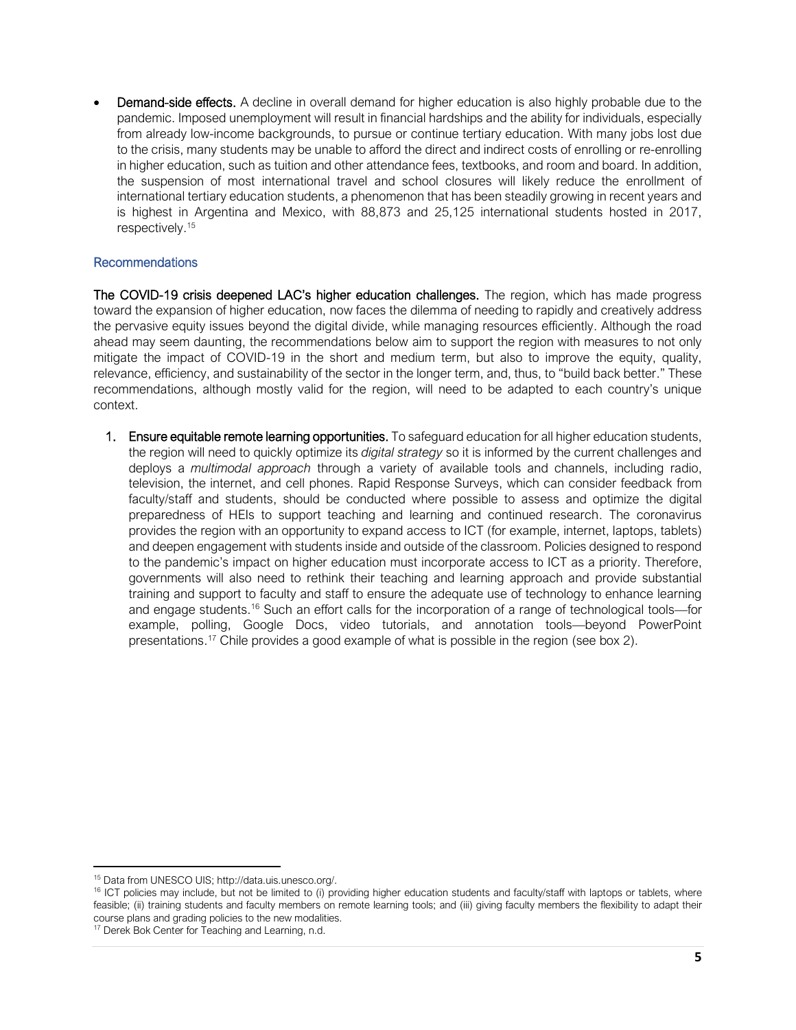- **Demand-side effects.** A decline in overall demand for higher education is also highly probable due to the pandemic. Imposed unemployment will result in financial hardships and the ability for individuals, especially from already low-income backgrounds, to pursue or continue tertiary education. With many jobs lost due to the crisis, many students may be unable to afford the direct and indirect costs of enrolling or re-enrolling in higher education, such as tuition and other attendance fees, textbooks, and room and board. In addition, the suspension of most international travel and school closures will likely reduce the enrollment of international tertiary education students, a phenomenon that has been steadily growing in recent years and is highest in Argentina and Mexico, with 88,873 and 25,125 international students hosted in 2017, respectively.[15]

### Recommendations

**The COVID-19 crisis deepened LAC's higher education challenges.** The region, which has made progress toward the expansion of higher education, now faces the dilemma of needing to rapidly and creatively address the pervasive equity issues beyond the digital divide, while managing resources efficiently. Although the road ahead may seem daunting, the recommendations below aim to support the region with measures to not only mitigate the impact of COVID-19 in the short and medium term, but also to improve the equity, quality, relevance, efficiency, and sustainability of the sector in the longer term, and, thus, to "build back better." These recommendations, although mostly valid for the region, will need to be adapted to each country's unique context.

1. **Ensure equitable remote learning opportunities.** To safeguard education for all higher education students, the region will need to quickly optimize its *digital strategy* so it is informed by the current challenges and deploys a *multimodal approach* through a variety of available tools and channels, including radio, television, the internet, and cell phones. Rapid Response Surveys, which can consider feedback from faculty/staff and students, should be conducted where possible to assess and optimize the digital preparedness of HEIs to support teaching and learning and continued research. The coronavirus provides the region with an opportunity to expand access to ICT (for example, internet, laptops, tablets) and deepen engagement with students inside and outside of the classroom. Policies designed to respond to the pandemic's impact on higher education must incorporate access to ICT as a priority. Therefore, governments will also need to rethink their teaching and learning approach and provide substantial training and support to faculty and staff to ensure the adequate use of technology to enhance learning and engage students.[16] Such an effort calls for the incorporation of a range of technological tools—for example, polling, Google Docs, video tutorials, and annotation tools—beyond PowerPoint presentations.[17] Chile provides a good example of what is possible in the region (see box 2).

---

[15] Data from UNESCO UIS; http://data.uis.unesco.org/.

[16] ICT policies may include, but not be limited to (i) providing higher education students and faculty/staff with laptops or tablets, where feasible; (ii) training students and faculty members on remote learning tools; and (iii) giving faculty members the flexibility to adapt their course plans and grading policies to the new modalities.

[17] Derek Bok Center for Teaching and Learning, n.d.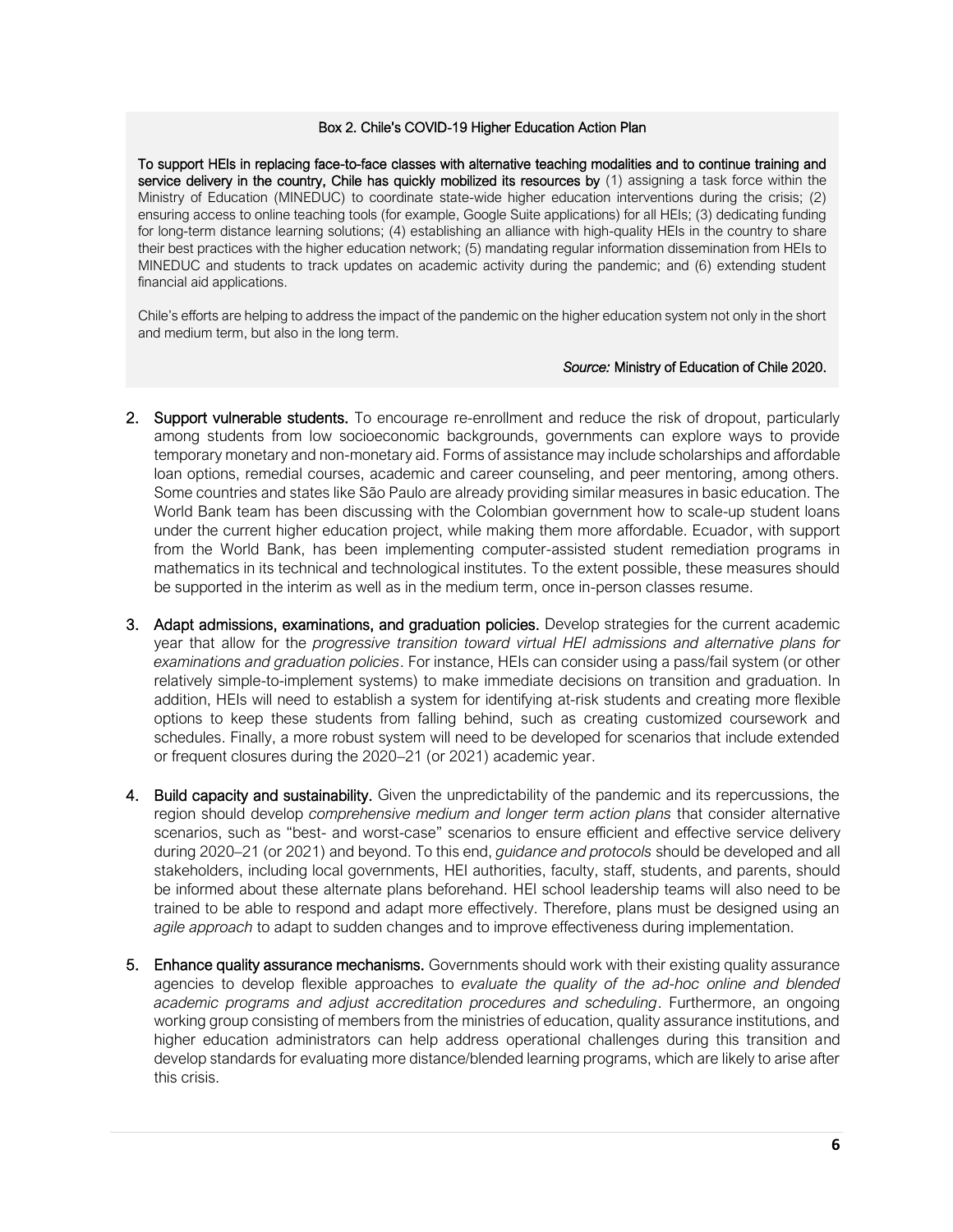**Box 2. Chile's COVID-19 Higher Education Action Plan**

**To support HEIs in replacing face-to-face classes with alternative teaching modalities and to continue training and service delivery in the country, Chile has quickly mobilized its resources by** (1) assigning a task force within the Ministry of Education (MINEDUC) to coordinate state-wide higher education interventions during the crisis; (2) ensuring access to online teaching tools (for example, Google Suite applications) for all HEIs; (3) dedicating funding for long-term distance learning solutions; (4) establishing an alliance with high-quality HEIs in the country to share their best practices with the higher education network; (5) mandating regular information dissemination from HEIs to MINEDUC and students to track updates on academic activity during the pandemic; and (6) extending student financial aid applications.

Chile's efforts are helping to address the impact of the pandemic on the higher education system not only in the short and medium term, but also in the long term.

*Source:* Ministry of Education of Chile 2020.

2. **Support vulnerable students.** To encourage re-enrollment and reduce the risk of dropout, particularly among students from low socioeconomic backgrounds, governments can explore ways to provide temporary monetary and non-monetary aid. Forms of assistance may include scholarships and affordable loan options, remedial courses, academic and career counseling, and peer mentoring, among others. Some countries and states like São Paulo are already providing similar measures in basic education. The World Bank team has been discussing with the Colombian government how to scale-up student loans under the current higher education project, while making them more affordable. Ecuador, with support from the World Bank, has been implementing computer-assisted student remediation programs in mathematics in its technical and technological institutes. To the extent possible, these measures should be supported in the interim as well as in the medium term, once in-person classes resume.

3. **Adapt admissions, examinations, and graduation policies.** Develop strategies for the current academic year that allow for the *progressive transition toward virtual HEI admissions and alternative plans for examinations and graduation policies*. For instance, HEIs can consider using a pass/fail system (or other relatively simple-to-implement systems) to make immediate decisions on transition and graduation. In addition, HEIs will need to establish a system for identifying at-risk students and creating more flexible options to keep these students from falling behind, such as creating customized coursework and schedules. Finally, a more robust system will need to be developed for scenarios that include extended or frequent closures during the 2020–21 (or 2021) academic year.

4. **Build capacity and sustainability.** Given the unpredictability of the pandemic and its repercussions, the region should develop *comprehensive medium and longer term action plans* that consider alternative scenarios, such as "best- and worst-case" scenarios to ensure efficient and effective service delivery during 2020–21 (or 2021) and beyond. To this end, *guidance and protocols* should be developed and all stakeholders, including local governments, HEI authorities, faculty, staff, students, and parents, should be informed about these alternate plans beforehand. HEI school leadership teams will also need to be trained to be able to respond and adapt more effectively. Therefore, plans must be designed using an *agile approach* to adapt to sudden changes and to improve effectiveness during implementation.

5. **Enhance quality assurance mechanisms.** Governments should work with their existing quality assurance agencies to develop flexible approaches to *evaluate the quality of the ad-hoc online and blended academic programs and adjust accreditation procedures and scheduling*. Furthermore, an ongoing working group consisting of members from the ministries of education, quality assurance institutions, and higher education administrators can help address operational challenges during this transition and develop standards for evaluating more distance/blended learning programs, which are likely to arise after this crisis.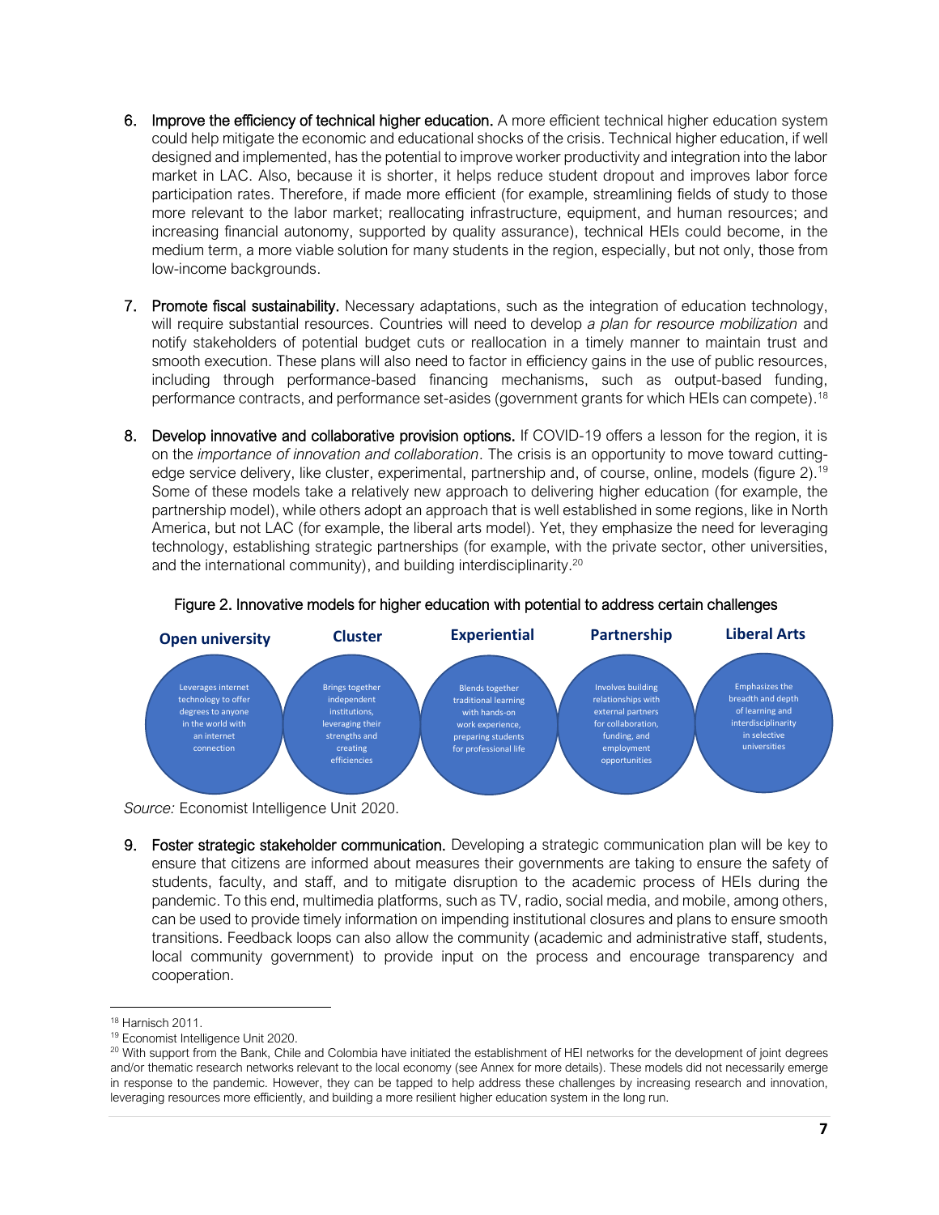6. **Improve the efficiency of technical higher education.** A more efficient technical higher education system could help mitigate the economic and educational shocks of the crisis. Technical higher education, if well designed and implemented, has the potential to improve worker productivity and integration into the labor market in LAC. Also, because it is shorter, it helps reduce student dropout and improves labor force participation rates. Therefore, if made more efficient (for example, streamlining fields of study to those more relevant to the labor market; reallocating infrastructure, equipment, and human resources; and increasing financial autonomy, supported by quality assurance), technical HEIs could become, in the medium term, a more viable solution for many students in the region, especially, but not only, those from low-income backgrounds.

7. **Promote fiscal sustainability.** Necessary adaptations, such as the integration of education technology, will require substantial resources. Countries will need to develop *a plan for resource mobilization* and notify stakeholders of potential budget cuts or reallocation in a timely manner to maintain trust and smooth execution. These plans will also need to factor in efficiency gains in the use of public resources, including through performance-based financing mechanisms, such as output-based funding, performance contracts, and performance set-asides (government grants for which HEIs can compete).[18]

8. **Develop innovative and collaborative provision options.** If COVID-19 offers a lesson for the region, it is on the *importance of innovation and collaboration*. The crisis is an opportunity to move toward cutting-edge service delivery, like cluster, experimental, partnership and, of course, online, models (figure 2).[19] Some of these models take a relatively new approach to delivering higher education (for example, the partnership model), while others adopt an approach that is well established in some regions, like in North America, but not LAC (for example, the liberal arts model). Yet, they emphasize the need for leveraging technology, establishing strategic partnerships (for example, with the private sector, other universities, and the international community), and building interdisciplinarity.[20]

Figure 2. Innovative models for higher education with potential to address certain challenges

| Open university | Cluster | Experiential | Partnership | Liberal Arts |
|---|---|---|---|---|
| Leverages internet technology to offer degrees to anyone in the world with an internet connection | Brings together independent institutions, leveraging their strengths and creating efficiencies | Blends together traditional learning with hands-on work experience, preparing students for professional life | Involves building relationships with external partners for collaboration, funding, and employment opportunities | Emphasizes the breadth and depth of learning and interdisciplinarity in selective universities |

*Source:* Economist Intelligence Unit 2020.

9. **Foster strategic stakeholder communication.** Developing a strategic communication plan will be key to ensure that citizens are informed about measures their governments are taking to ensure the safety of students, faculty, and staff, and to mitigate disruption to the academic process of HEIs during the pandemic. To this end, multimedia platforms, such as TV, radio, social media, and mobile, among others, can be used to provide timely information on impending institutional closures and plans to ensure smooth transitions. Feedback loops can also allow the community (academic and administrative staff, students, local community government) to provide input on the process and encourage transparency and cooperation.

---

[18] Harnisch 2011.

[19] Economist Intelligence Unit 2020.

[20] With support from the Bank, Chile and Colombia have initiated the establishment of HEI networks for the development of joint degrees and/or thematic research networks relevant to the local economy (see Annex for more details). These models did not necessarily emerge in response to the pandemic. However, they can be tapped to help address these challenges by increasing research and innovation, leveraging resources more efficiently, and building a more resilient higher education system in the long run.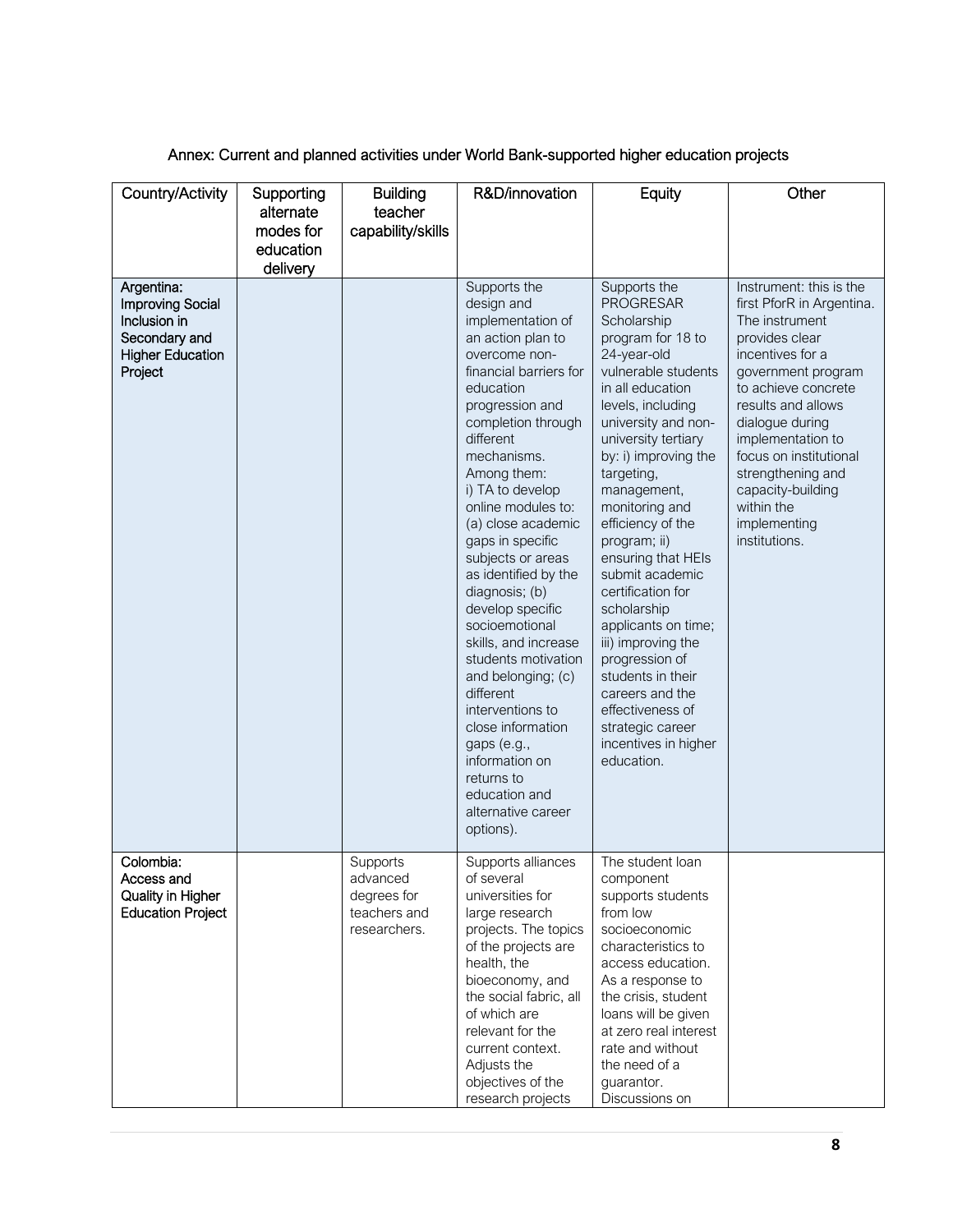Annex: Current and planned activities under World Bank-supported higher education projects

| Country/Activity | Supporting alternate modes for education delivery | Building teacher capability/skills | R&D/innovation | Equity | Other |
|---|---|---|---|---|---|
| Argentina: **Improving Social Inclusion in Secondary and Higher Education Project** | | | Supports the design and implementation of an action plan to overcome non-financial barriers for education progression and completion through different mechanisms. Among them: i) TA to develop online modules to: (a) close academic gaps in specific subjects or areas as identified by the diagnosis; (b) develop specific socioemotional skills, and increase students motivation and belonging; (c) different interventions to close information gaps (e.g., information on returns to education and alternative career options). | Supports the PROGRESAR Scholarship program for 18 to 24-year-old vulnerable students in all education levels, including university and non-university tertiary by: i) improving the targeting, management, monitoring and efficiency of the program; ii) ensuring that HEIs submit academic certification for scholarship applicants on time; iii) improving the progression of students in their careers and the effectiveness of strategic career incentives in higher education. | Instrument: this is the first PforR in Argentina. The instrument provides clear incentives for a government program to achieve concrete results and allows dialogue during implementation to focus on institutional strengthening and capacity-building within the implementing institutions. |
| Colombia: **Access and Quality in Higher Education Project** | | Supports advanced degrees for teachers and researchers. | Supports alliances of several universities for large research projects. The topics of the projects are health, the bioeconomy, and the social fabric, all of which are relevant for the current context. Adjusts the objectives of the research projects | The student loan component supports students from low socioeconomic characteristics to access education. As a response to the crisis, student loans will be given at zero real interest rate and without the need of a guarantor. Discussions on | |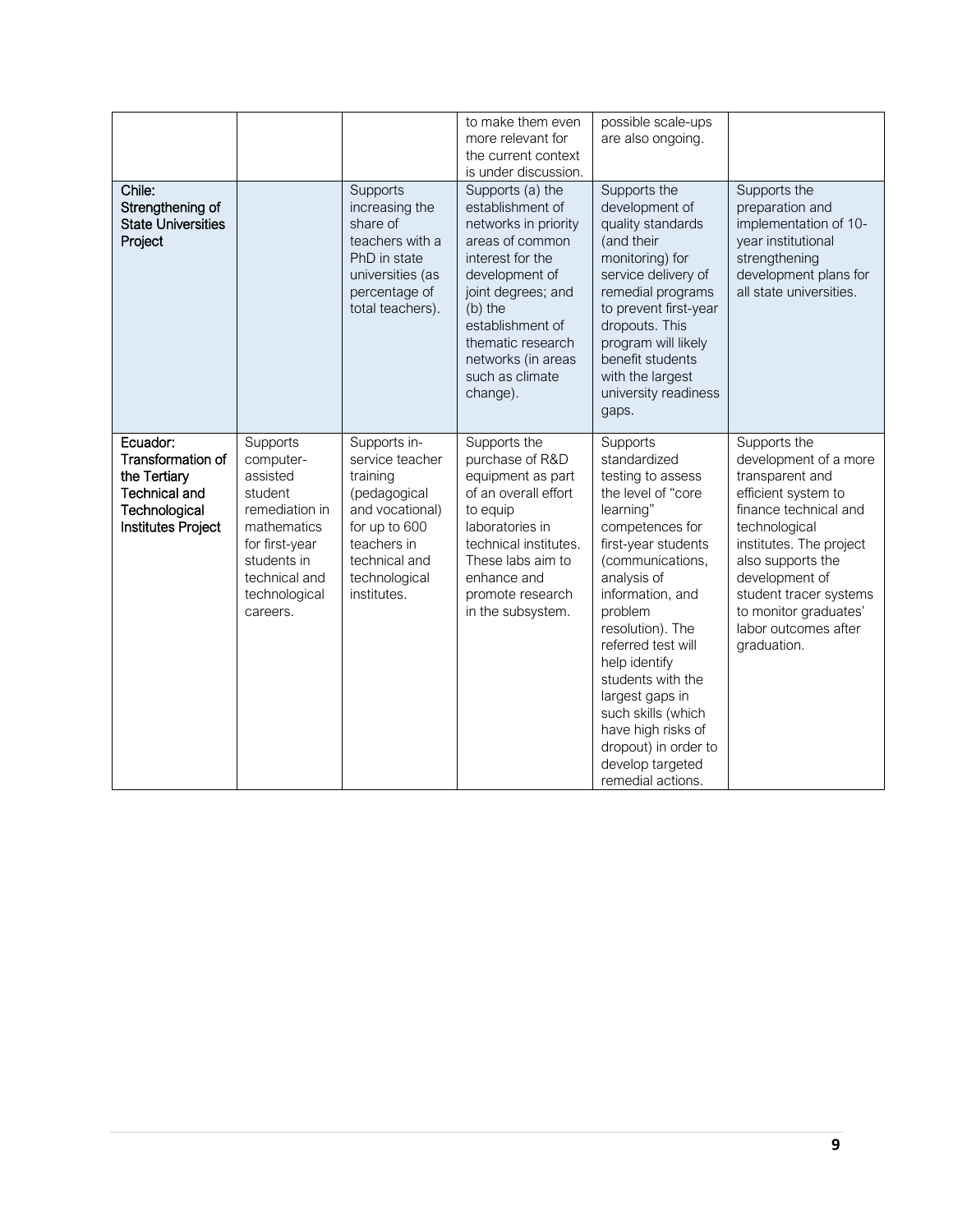| | | | | | |
|---|---|---|---|---|---|
| | | | to make them even more relevant for the current context is under discussion. | possible scale-ups are also ongoing. | |
| **Chile: Strengthening of State Universities Project** | | Supports increasing the share of teachers with a PhD in state universities (as percentage of total teachers). | Supports (a) the establishment of networks in priority areas of common interest for the development of joint degrees; and (b) the establishment of thematic research networks (in areas such as climate change). | Supports the development of quality standards (and their monitoring) for service delivery of remedial programs to prevent first-year dropouts. This program will likely benefit students with the largest university readiness gaps. | Supports the preparation and implementation of 10-year institutional strengthening development plans for all state universities. |
| **Ecuador: Transformation of the Tertiary Technical and Technological Institutes Project** | Supports computer-assisted student remediation in mathematics for first-year students in technical and technological careers. | Supports in-service teacher training (pedagogical and vocational) for up to 600 teachers in technical and technological institutes. | Supports the purchase of R&D equipment as part of an overall effort to equip laboratories in technical institutes. These labs aim to enhance and promote research in the subsystem. | Supports standardized testing to assess the level of "core learning" competences for first-year students (communications, analysis of information, and problem resolution). The referred test will help identify students with the largest gaps in such skills (which have high risks of dropout) in order to develop targeted remedial actions. | Supports the development of a more transparent and efficient system to finance technical and technological institutes. The project also supports the development of student tracer systems to monitor graduates' labor outcomes after graduation. |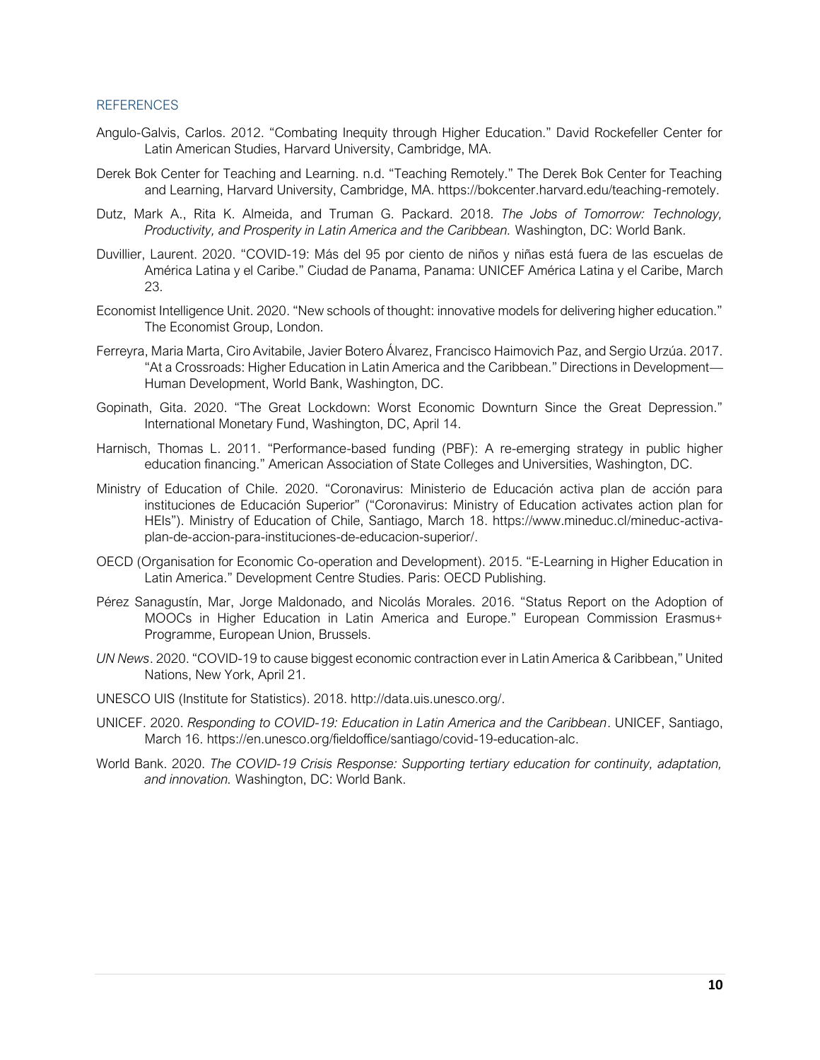## REFERENCES

Angulo-Galvis, Carlos. 2012. "Combating Inequity through Higher Education." David Rockefeller Center for Latin American Studies, Harvard University, Cambridge, MA.

Derek Bok Center for Teaching and Learning. n.d. "Teaching Remotely." The Derek Bok Center for Teaching and Learning, Harvard University, Cambridge, MA. https://bokcenter.harvard.edu/teaching-remotely.

Dutz, Mark A., Rita K. Almeida, and Truman G. Packard. 2018. *The Jobs of Tomorrow: Technology, Productivity, and Prosperity in Latin America and the Caribbean.* Washington, DC: World Bank.

Duvillier, Laurent. 2020. "COVID-19: Más del 95 por ciento de niños y niñas está fuera de las escuelas de América Latina y el Caribe." Ciudad de Panama, Panama: UNICEF América Latina y el Caribe, March 23.

Economist Intelligence Unit. 2020. "New schools of thought: innovative models for delivering higher education." The Economist Group, London.

Ferreyra, Maria Marta, Ciro Avitabile, Javier Botero Álvarez, Francisco Haimovich Paz, and Sergio Urzúa. 2017. "At a Crossroads: Higher Education in Latin America and the Caribbean." Directions in Development—Human Development, World Bank, Washington, DC.

Gopinath, Gita. 2020. "The Great Lockdown: Worst Economic Downturn Since the Great Depression." International Monetary Fund, Washington, DC, April 14.

Harnisch, Thomas L. 2011. "Performance-based funding (PBF): A re-emerging strategy in public higher education financing." American Association of State Colleges and Universities, Washington, DC.

Ministry of Education of Chile. 2020. "Coronavirus: Ministerio de Educación activa plan de acción para instituciones de Educación Superior" ("Coronavirus: Ministry of Education activates action plan for HEIs"). Ministry of Education of Chile, Santiago, March 18. https://www.mineduc.cl/mineduc-activa-plan-de-accion-para-instituciones-de-educacion-superior/.

OECD (Organisation for Economic Co-operation and Development). 2015. "E-Learning in Higher Education in Latin America." Development Centre Studies. Paris: OECD Publishing.

Pérez Sanagustín, Mar, Jorge Maldonado, and Nicolás Morales. 2016. "Status Report on the Adoption of MOOCs in Higher Education in Latin America and Europe." European Commission Erasmus+ Programme, European Union, Brussels.

*UN News*. 2020. "COVID-19 to cause biggest economic contraction ever in Latin America & Caribbean," United Nations, New York, April 21.

UNESCO UIS (Institute for Statistics). 2018. http://data.uis.unesco.org/.

UNICEF. 2020. *Responding to COVID-19: Education in Latin America and the Caribbean*. UNICEF, Santiago, March 16. https://en.unesco.org/fieldoffice/santiago/covid-19-education-alc.

World Bank. 2020. *The COVID-19 Crisis Response: Supporting tertiary education for continuity, adaptation, and innovation.* Washington, DC: World Bank.